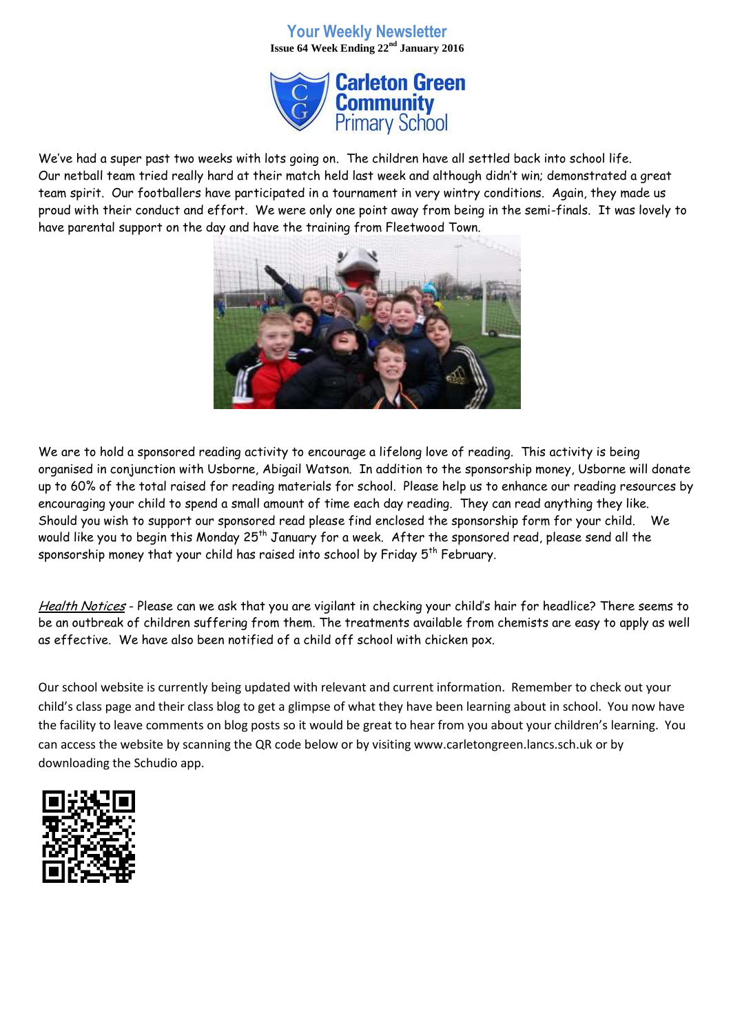# Your Weekly Newsletter

**Issue 64 Week Ending 22nd January 2016**

**Carleton Green Community Primary School**

We've had a super past two weeks with lots going on. The children have all settled back into school life. Our netball team tried really hard at their match held last week and although didn't win; demonstrated a great team spirit. Our footballers have participated in a tournament in very wintry conditions. Again, they made us proud with their conduct and effort. We were only one point away from being in the semi-finals. It was lovely to have parental support on the day and have the training from Fleetwood Town.

We are to hold a sponsored reading activity to encourage a lifelong love of reading. This activity is being organised in conjunction with Usborne, Abigail Watson. In addition to the sponsorship money, Usborne will donate up to 60% of the total raised for reading materials for school. Please help us to enhance our reading resources by encouraging your child to spend a small amount of time each day reading. They can read anything they like. Should you wish to support our sponsored read please find enclosed the sponsorship form for your child. We would like you to begin this Monday 25th January for a week. After the sponsored read, please send all the sponsorship money that your child has raised into school by Friday 5th February.

*Health Notices* - Please can we ask that you are vigilant in checking your child's hair for headlice? There seems to be an outbreak of children suffering from them. The treatments available from chemists are easy to apply as well as effective. We have also been notified of a child off school with chicken pox.

Our school website is currently being updated with relevant and current information. Remember to check out your child's class page and their class blog to get a glimpse of what they have been learning about in school. You now have the facility to leave comments on blog posts so it would be great to hear from you about your children's learning. You can access the website by scanning the QR code below or by visiting www.carletongreen.lancs.sch.uk or by downloading the Schudio app.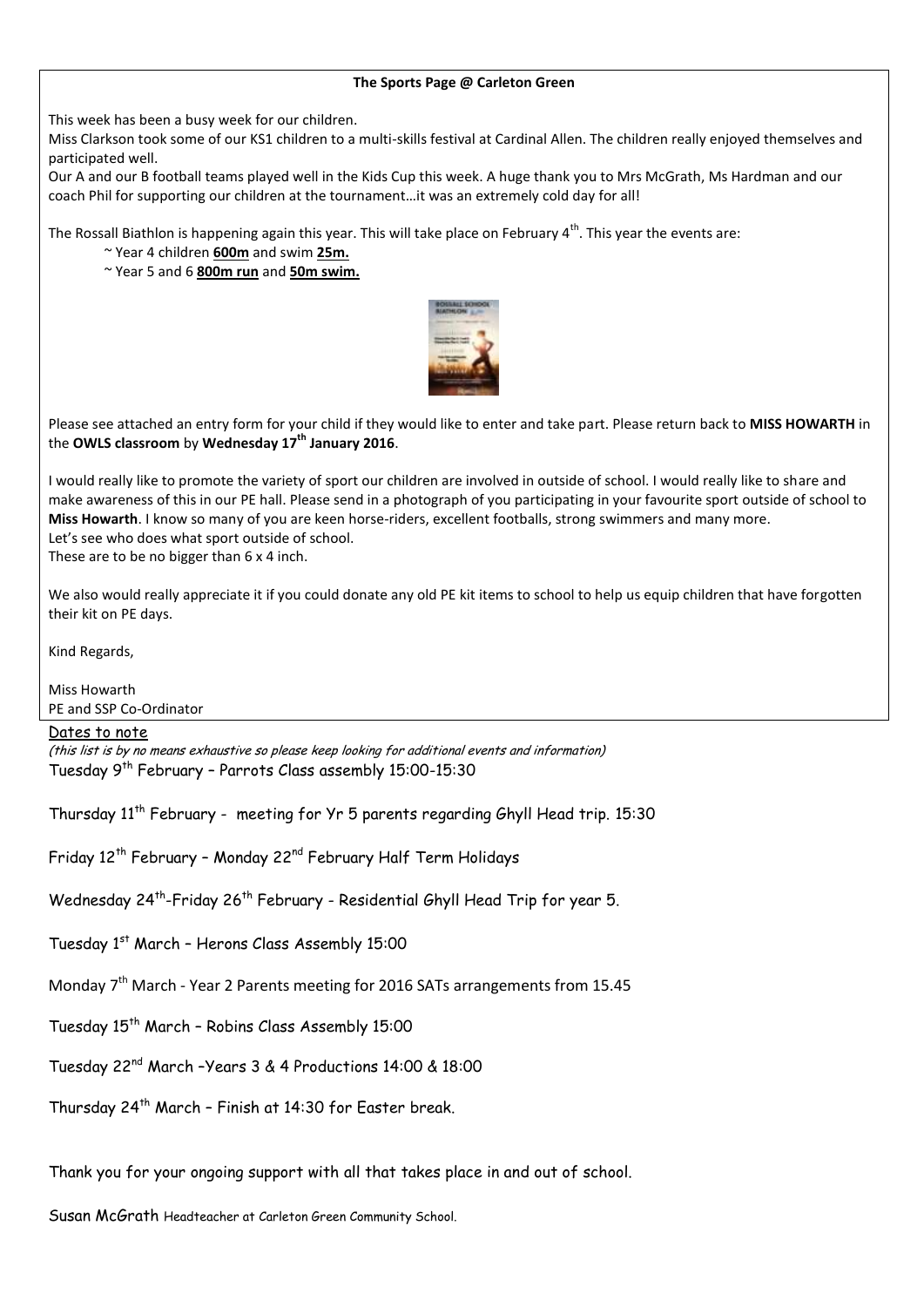**The Sports Page @ Carleton Green**

This week has been a busy week for our children.

Miss Clarkson took some of our KS1 children to a multi-skills festival at Cardinal Allen. The children really enjoyed themselves and participated well.

Our A and our B football teams played well in the Kids Cup this week. A huge thank you to Mrs McGrath, Ms Hardman and our coach Phil for supporting our children at the tournament…it was an extremely cold day for all!

The Rossall Biathlon is happening again this year. This will take place on February 4th. This year the events are:

~ Year 4 children **600m** and swim **25m.**

~ Year 5 and 6 **800m run** and **50m swim.**

Please see attached an entry form for your child if they would like to enter and take part. Please return back to **MISS HOWARTH** in the **OWLS classroom** by **Wednesday 17th January 2016**.

I would really like to promote the variety of sport our children are involved in outside of school. I would really like to share and make awareness of this in our PE hall. Please send in a photograph of you participating in your favourite sport outside of school to **Miss Howarth**. I know so many of you are keen horse-riders, excellent footballs, strong swimmers and many more.
Let's see who does what sport outside of school.
These are to be no bigger than 6 x 4 inch.

We also would really appreciate it if you could donate any old PE kit items to school to help us equip children that have forgotten their kit on PE days.

Kind Regards,

Miss Howarth
PE and SSP Co-Ordinator

Dates to note

*(this list is by no means exhaustive so please keep looking for additional events and information)*

Tuesday 9th February – Parrots Class assembly 15:00-15:30

Thursday 11th February - meeting for Yr 5 parents regarding Ghyll Head trip. 15:30

Friday 12th February – Monday 22nd February Half Term Holidays

Wednesday 24th-Friday 26th February - Residential Ghyll Head Trip for year 5.

Tuesday 1st March – Herons Class Assembly 15:00

Monday 7th March - Year 2 Parents meeting for 2016 SATs arrangements from 15.45

Tuesday 15th March – Robins Class Assembly 15:00

Tuesday 22nd March –Years 3 & 4 Productions 14:00 & 18:00

Thursday 24th March – Finish at 14:30 for Easter break.

Thank you for your ongoing support with all that takes place in and out of school.

Susan McGrath Headteacher at Carleton Green Community School.